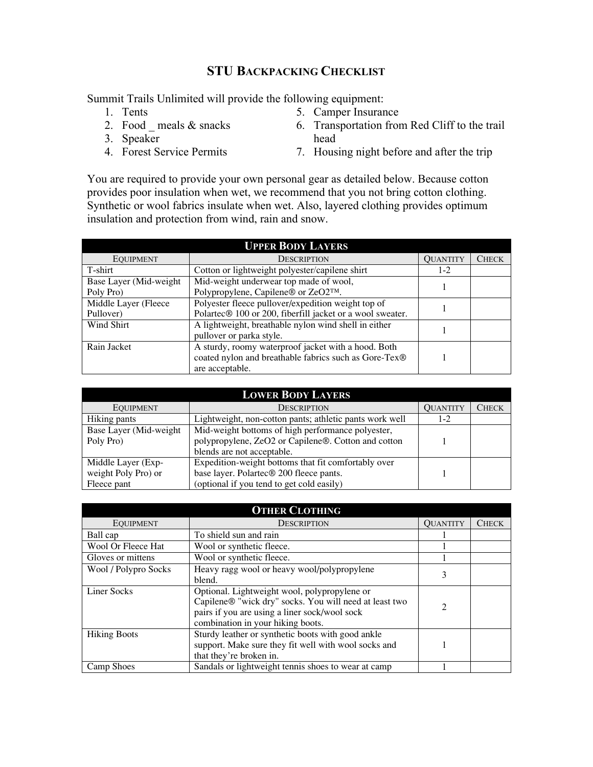# STU BACKPACKING CHECKLIST

Summit Trails Unlimited will provide the following equipment:

1. Tents
2. Food _ meals & snacks
3. Speaker
4. Forest Service Permits
5. Camper Insurance
6. Transportation from Red Cliff to the trail head
7. Housing night before and after the trip

You are required to provide your own personal gear as detailed below. Because cotton provides poor insulation when wet, we recommend that you not bring cotton clothing. Synthetic or wool fabrics insulate when wet. Also, layered clothing provides optimum insulation and protection from wind, rain and snow.

| UPPER BODY LAYERS | | | |
|---|---|---|---|
| EQUIPMENT | DESCRIPTION | QUANTITY | CHECK |
| T-shirt | Cotton or lightweight polyester/capilene shirt | 1-2 | |
| Base Layer (Mid-weight Poly Pro) | Mid-weight underwear top made of wool, Polypropylene, Capilene® or ZeO2™. | 1 | |
| Middle Layer (Fleece Pullover) | Polyester fleece pullover/expedition weight top of Polartec® 100 or 200, fiberfill jacket or a wool sweater. | 1 | |
| Wind Shirt | A lightweight, breathable nylon wind shell in either pullover or parka style. | 1 | |
| Rain Jacket | A sturdy, roomy waterproof jacket with a hood. Both coated nylon and breathable fabrics such as Gore-Tex® are acceptable. | 1 | |

| LOWER BODY LAYERS | | | |
|---|---|---|---|
| EQUIPMENT | DESCRIPTION | QUANTITY | CHECK |
| Hiking pants | Lightweight, non-cotton pants; athletic pants work well | 1-2 | |
| Base Layer (Mid-weight Poly Pro) | Mid-weight bottoms of high performance polyester, polypropylene, ZeO2 or Capilene®. Cotton and cotton blends are not acceptable. | 1 | |
| Middle Layer (Exp-weight Poly Pro) or Fleece pant | Expedition-weight bottoms that fit comfortably over base layer. Polartec® 200 fleece pants. (optional if you tend to get cold easily) | 1 | |

| OTHER CLOTHING | | | |
|---|---|---|---|
| EQUIPMENT | DESCRIPTION | QUANTITY | CHECK |
| Ball cap | To shield sun and rain | 1 | |
| Wool Or Fleece Hat | Wool or synthetic fleece. | 1 | |
| Gloves or mittens | Wool or synthetic fleece. | 1 | |
| Wool / Polypro Socks | Heavy ragg wool or heavy wool/polypropylene blend. | 3 | |
| Liner Socks | Optional. Lightweight wool, polypropylene or Capilene® "wick dry" socks. You will need at least two pairs if you are using a liner sock/wool sock combination in your hiking boots. | 2 | |
| Hiking Boots | Sturdy leather or synthetic boots with good ankle support. Make sure they fit well with wool socks and that they're broken in. | 1 | |
| Camp Shoes | Sandals or lightweight tennis shoes to wear at camp | 1 | |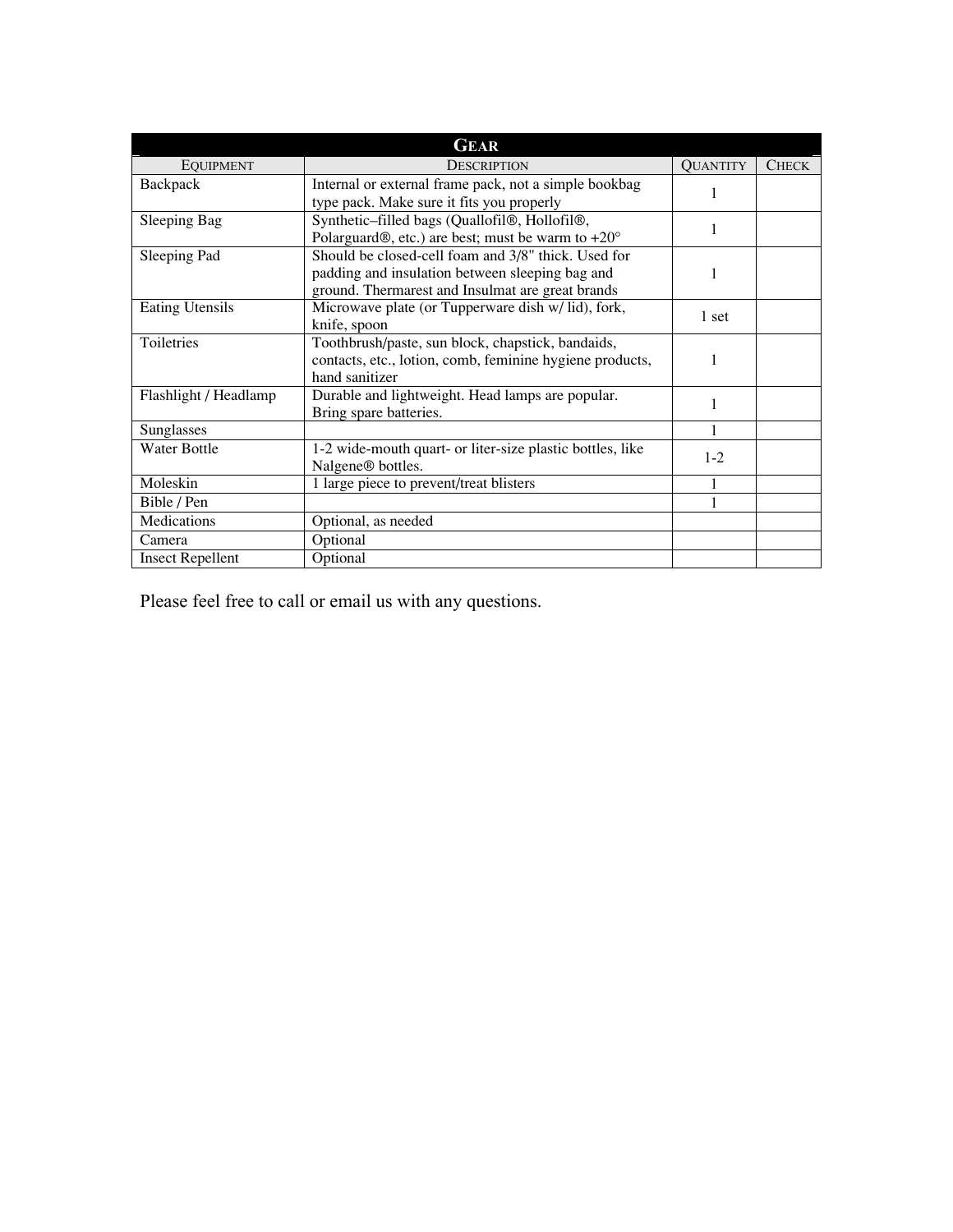| Gear | | | |
|---|---|---|---|
| Equipment | Description | Quantity | Check |
| Backpack | Internal or external frame pack, not a simple bookbag type pack. Make sure it fits you properly | 1 | |
| Sleeping Bag | Synthetic–filled bags (Quallofil®, Hollofil®, Polarguard®, etc.) are best; must be warm to +20° | 1 | |
| Sleeping Pad | Should be closed-cell foam and 3/8" thick. Used for padding and insulation between sleeping bag and ground. Thermarest and Insulmat are great brands | 1 | |
| Eating Utensils | Microwave plate (or Tupperware dish w/ lid), fork, knife, spoon | 1 set | |
| Toiletries | Toothbrush/paste, sun block, chapstick, bandaids, contacts, etc., lotion, comb, feminine hygiene products, hand sanitizer | 1 | |
| Flashlight / Headlamp | Durable and lightweight. Head lamps are popular. Bring spare batteries. | 1 | |
| Sunglasses | | 1 | |
| Water Bottle | 1-2 wide-mouth quart- or liter-size plastic bottles, like Nalgene® bottles. | 1-2 | |
| Moleskin | 1 large piece to prevent/treat blisters | 1 | |
| Bible / Pen | | 1 | |
| Medications | Optional, as needed | | |
| Camera | Optional | | |
| Insect Repellent | Optional | | |

Please feel free to call or email us with any questions.